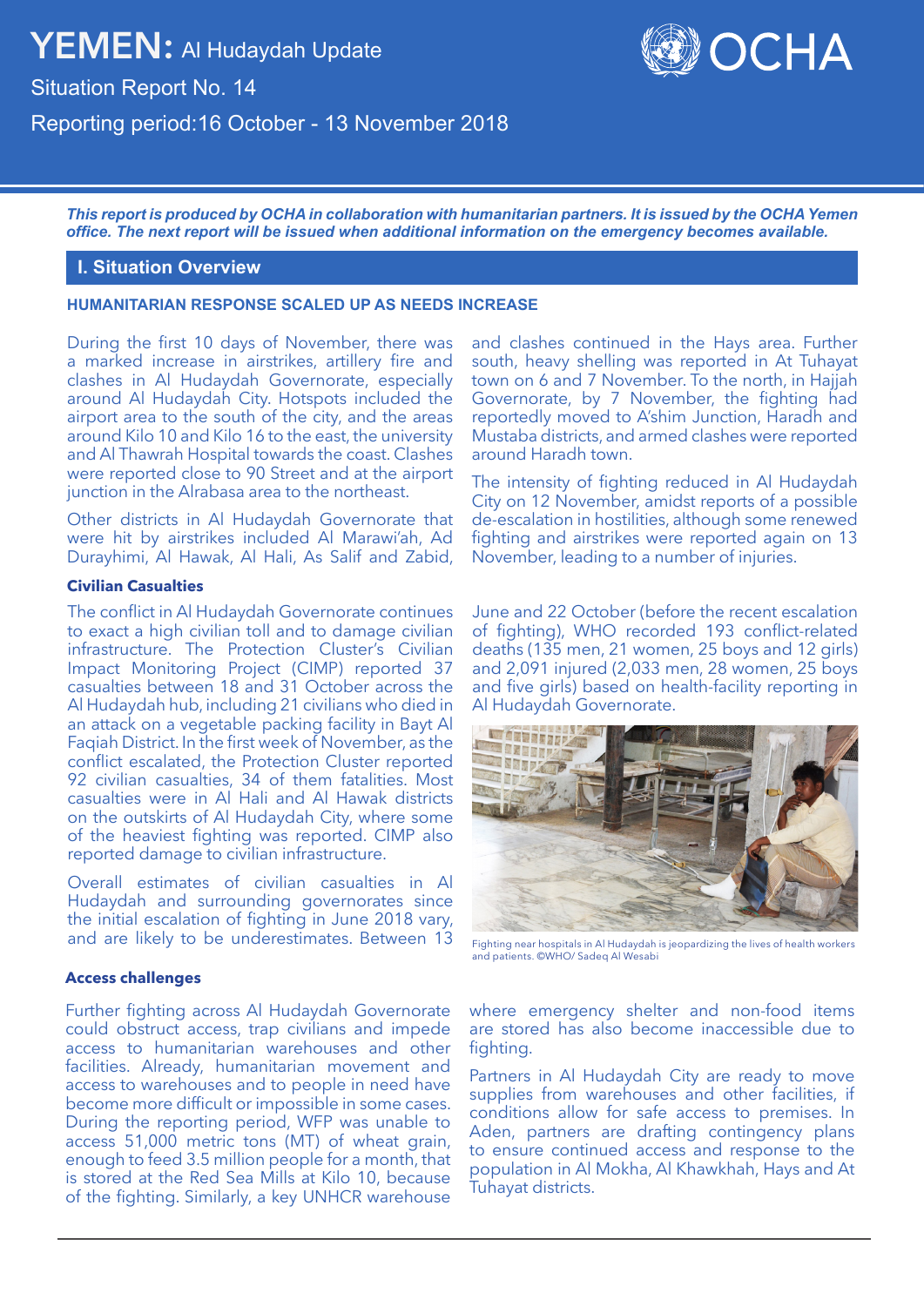# YEMEN: Al Hudaydah Update

Situation Report No. 14

Reporting period: 16 October - 13 November 2018

***This report is produced by OCHA in collaboration with humanitarian partners. It is issued by the OCHA Yemen office. The next report will be issued when additional information on the emergency becomes available.***

## I. Situation Overview

### HUMANITARIAN RESPONSE SCALED UP AS NEEDS INCREASE

During the first 10 days of November, there was a marked increase in airstrikes, artillery fire and clashes in Al Hudaydah Governorate, especially around Al Hudaydah City. Hotspots included the airport area to the south of the city, and the areas around Kilo 10 and Kilo 16 to the east, the university and Al Thawrah Hospital towards the coast. Clashes were reported close to 90 Street and at the airport junction in the Alrabasa area to the northeast.

Other districts in Al Hudaydah Governorate that were hit by airstrikes included Al Marawi'ah, Ad Durayhimi, Al Hawak, Al Hali, As Salif and Zabid, and clashes continued in the Hays area. Further south, heavy shelling was reported in At Tuhayat town on 6 and 7 November. To the north, in Hajjah Governorate, by 7 November, the fighting had reportedly moved to A'shim Junction, Haradh and Mustaba districts, and armed clashes were reported around Haradh town.

The intensity of fighting reduced in Al Hudaydah City on 12 November, amidst reports of a possible de-escalation in hostilities, although some renewed fighting and airstrikes were reported again on 13 November, leading to a number of injuries.

### Civilian Casualties

The conflict in Al Hudaydah Governorate continues to exact a high civilian toll and to damage civilian infrastructure. The Protection Cluster's Civilian Impact Monitoring Project (CIMP) reported 37 casualties between 18 and 31 October across the Al Hudaydah hub, including 21 civilians who died in an attack on a vegetable packing facility in Bayt Al Faqiah District. In the first week of November, as the conflict escalated, the Protection Cluster reported 92 civilian casualties, 34 of them fatalities. Most casualties were in Al Hali and Al Hawak districts on the outskirts of Al Hudaydah City, where some of the heaviest fighting was reported. CIMP also reported damage to civilian infrastructure.

Overall estimates of civilian casualties in Al Hudaydah and surrounding governorates since the initial escalation of fighting in June 2018 vary, and are likely to be underestimates. Between 13 June and 22 October (before the recent escalation of fighting), WHO recorded 193 conflict-related deaths (135 men, 21 women, 25 boys and 12 girls) and 2,091 injured (2,033 men, 28 women, 25 boys and five girls) based on health-facility reporting in Al Hudaydah Governorate.

Fighting near hospitals in Al Hudaydah is jeopardizing the lives of health workers and patients. ©WHO/ Sadeq Al Wesabi

### Access challenges

Further fighting across Al Hudaydah Governorate could obstruct access, trap civilians and impede access to humanitarian warehouses and other facilities. Already, humanitarian movement and access to warehouses and to people in need have become more difficult or impossible in some cases. During the reporting period, WFP was unable to access 51,000 metric tons (MT) of wheat grain, enough to feed 3.5 million people for a month, that is stored at the Red Sea Mills at Kilo 10, because of the fighting. Similarly, a key UNHCR warehouse where emergency shelter and non-food items are stored has also become inaccessible due to fighting.

Partners in Al Hudaydah City are ready to move supplies from warehouses and other facilities, if conditions allow for safe access to premises. In Aden, partners are drafting contingency plans to ensure continued access and response to the population in Al Mokha, Al Khawkhah, Hays and At Tuhayat districts.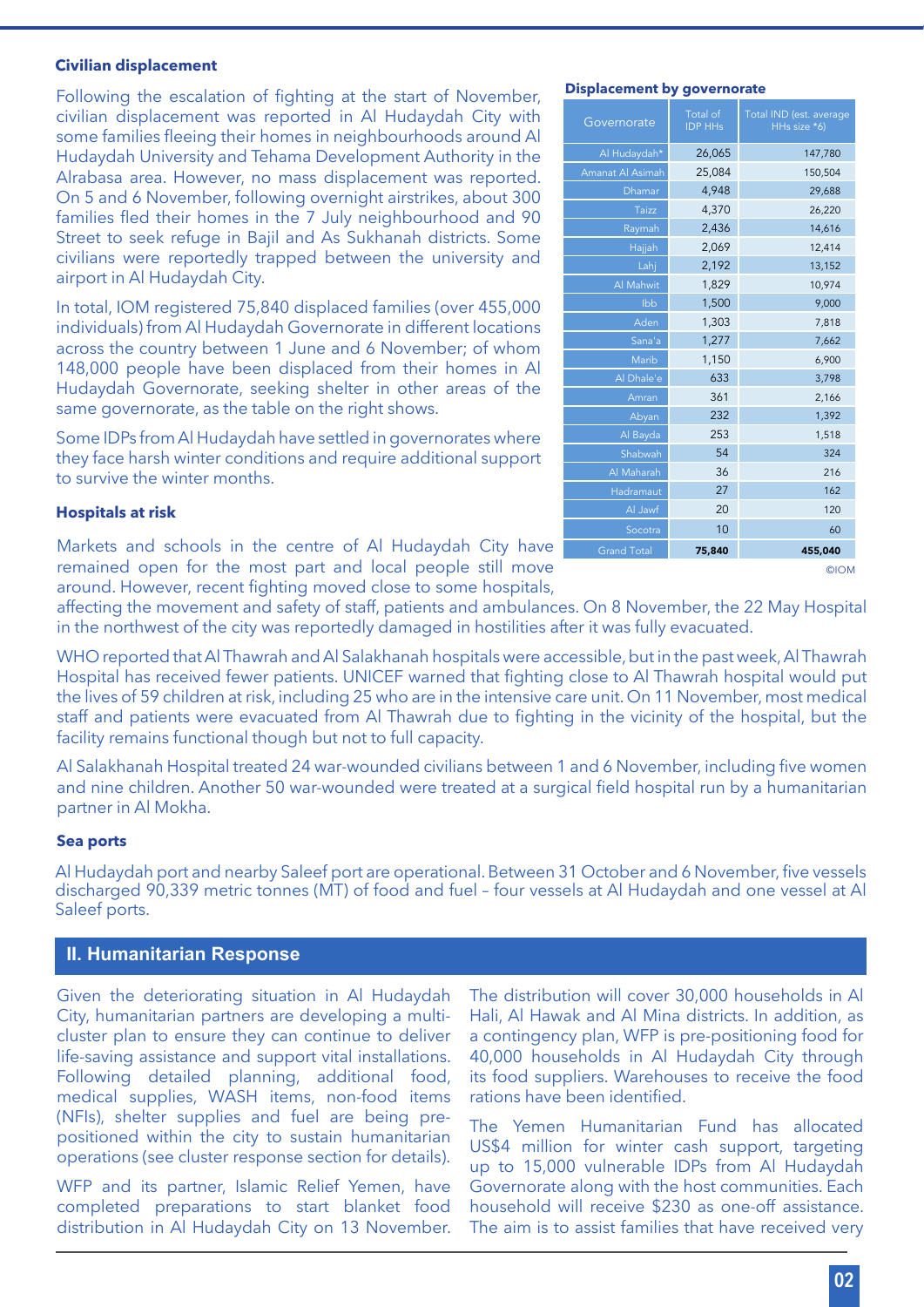### Civilian displacement

Following the escalation of fighting at the start of November, civilian displacement was reported in Al Hudaydah City with some families fleeing their homes in neighbourhoods around Al Hudaydah University and Tehama Development Authority in the Alrabasa area. However, no mass displacement was reported. On 5 and 6 November, following overnight airstrikes, about 300 families fled their homes in the 7 July neighbourhood and 90 Street to seek refuge in Bajil and As Sukhanah districts. Some civilians were reportedly trapped between the university and airport in Al Hudaydah City.

In total, IOM registered 75,840 displaced families (over 455,000 individuals) from Al Hudaydah Governorate in different locations across the country between 1 June and 6 November; of whom 148,000 people have been displaced from their homes in Al Hudaydah Governorate, seeking shelter in other areas of the same governorate, as the table on the right shows.

Some IDPs from Al Hudaydah have settled in governorates where they face harsh winter conditions and require additional support to survive the winter months.

**Displacement by governorate**

| Governorate | Total of IDP HHs | Total IND (est. average HHs size *6) |
|---|---|---|
| Al Hudaydah* | 26,065 | 147,780 |
| Amanat Al Asimah | 25,084 | 150,504 |
| Dhamar | 4,948 | 29,688 |
| Taizz | 4,370 | 26,220 |
| Raymah | 2,436 | 14,616 |
| Hajjah | 2,069 | 12,414 |
| Lahj | 2,192 | 13,152 |
| Al Mahwit | 1,829 | 10,974 |
| Ibb | 1,500 | 9,000 |
| Aden | 1,303 | 7,818 |
| Sana'a | 1,277 | 7,662 |
| Marib | 1,150 | 6,900 |
| Al Dhale'e | 633 | 3,798 |
| Amran | 361 | 2,166 |
| Abyan | 232 | 1,392 |
| Al Bayda | 253 | 1,518 |
| Shabwah | 54 | 324 |
| Al Maharah | 36 | 216 |
| Hadramaut | 27 | 162 |
| Al Jawf | 20 | 120 |
| Socotra | 10 | 60 |
| Grand Total | **75,840** | **455,040** |

©IOM

### Hospitals at risk

Markets and schools in the centre of Al Hudaydah City have remained open for the most part and local people still move around. However, recent fighting moved close to some hospitals, affecting the movement and safety of staff, patients and ambulances. On 8 November, the 22 May Hospital in the northwest of the city was reportedly damaged in hostilities after it was fully evacuated.

WHO reported that Al Thawrah and Al Salakhanah hospitals were accessible, but in the past week, Al Thawrah Hospital has received fewer patients. UNICEF warned that fighting close to Al Thawrah hospital would put the lives of 59 children at risk, including 25 who are in the intensive care unit. On 11 November, most medical staff and patients were evacuated from Al Thawrah due to fighting in the vicinity of the hospital, but the facility remains functional though but not to full capacity.

Al Salakhanah Hospital treated 24 war-wounded civilians between 1 and 6 November, including five women and nine children. Another 50 war-wounded were treated at a surgical field hospital run by a humanitarian partner in Al Mokha.

### Sea ports

Al Hudaydah port and nearby Saleef port are operational. Between 31 October and 6 November, five vessels discharged 90,339 metric tonnes (MT) of food and fuel – four vessels at Al Hudaydah and one vessel at Al Saleef ports.

## II. Humanitarian Response

Given the deteriorating situation in Al Hudaydah City, humanitarian partners are developing a multi-cluster plan to ensure they can continue to deliver life-saving assistance and support vital installations. Following detailed planning, additional food, medical supplies, WASH items, non-food items (NFIs), shelter supplies and fuel are being pre-positioned within the city to sustain humanitarian operations (see cluster response section for details).

WFP and its partner, Islamic Relief Yemen, have completed preparations to start blanket food distribution in Al Hudaydah City on 13 November. The distribution will cover 30,000 households in Al Hali, Al Hawak and Al Mina districts. In addition, as a contingency plan, WFP is pre-positioning food for 40,000 households in Al Hudaydah City through its food suppliers. Warehouses to receive the food rations have been identified.

The Yemen Humanitarian Fund has allocated US$4 million for winter cash support, targeting up to 15,000 vulnerable IDPs from Al Hudaydah Governorate along with the host communities. Each household will receive $230 as one-off assistance. The aim is to assist families that have received very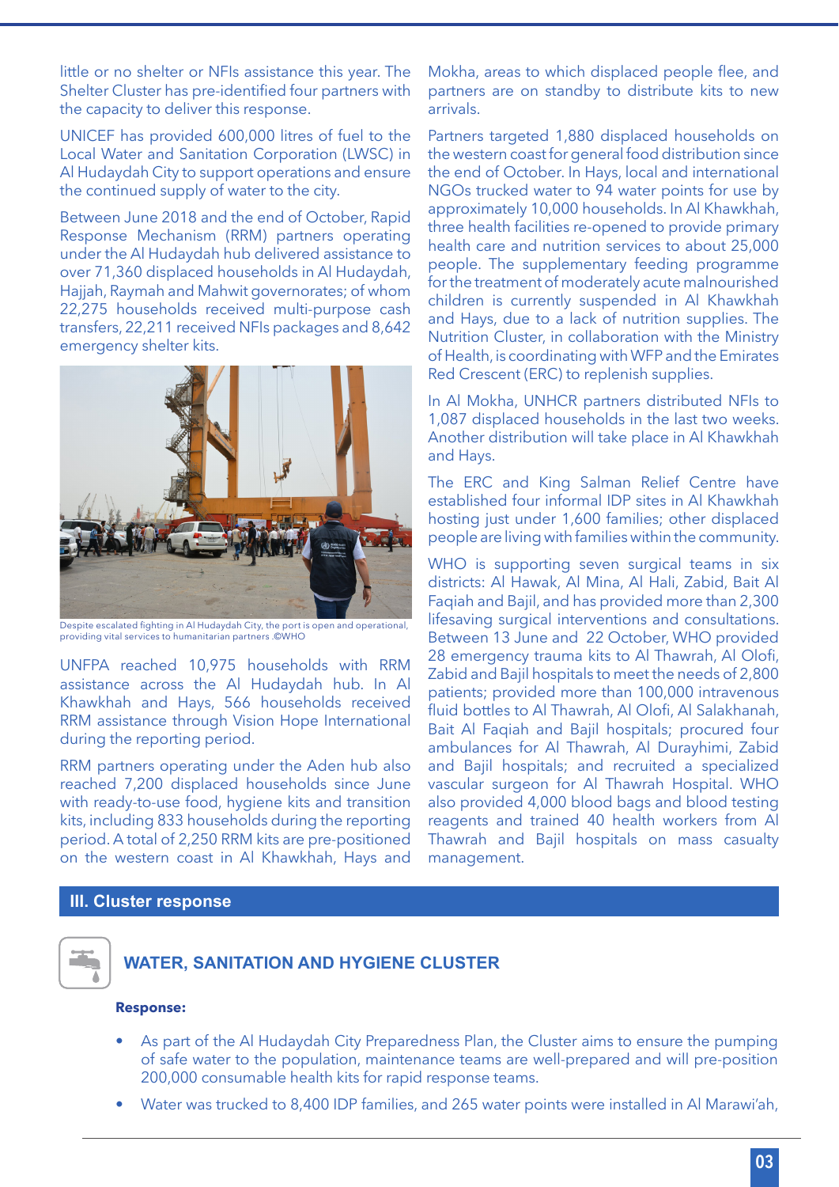little or no shelter or NFIs assistance this year. The Shelter Cluster has pre-identified four partners with the capacity to deliver this response.

UNICEF has provided 600,000 litres of fuel to the Local Water and Sanitation Corporation (LWSC) in Al Hudaydah City to support operations and ensure the continued supply of water to the city.

Between June 2018 and the end of October, Rapid Response Mechanism (RRM) partners operating under the Al Hudaydah hub delivered assistance to over 71,360 displaced households in Al Hudaydah, Hajjah, Raymah and Mahwit governorates; of whom 22,275 households received multi-purpose cash transfers, 22,211 received NFIs packages and 8,642 emergency shelter kits.

Despite escalated fighting in Al Hudaydah City, the port is open and operational, providing vital services to humanitarian partners .©WHO

UNFPA reached 10,975 households with RRM assistance across the Al Hudaydah hub. In Al Khawkhah and Hays, 566 households received RRM assistance through Vision Hope International during the reporting period.

RRM partners operating under the Aden hub also reached 7,200 displaced households since June with ready-to-use food, hygiene kits and transition kits, including 833 households during the reporting period. A total of 2,250 RRM kits are pre-positioned on the western coast in Al Khawkhah, Hays and Mokha, areas to which displaced people flee, and partners are on standby to distribute kits to new arrivals.

Partners targeted 1,880 displaced households on the western coast for general food distribution since the end of October. In Hays, local and international NGOs trucked water to 94 water points for use by approximately 10,000 households. In Al Khawkhah, three health facilities re-opened to provide primary health care and nutrition services to about 25,000 people. The supplementary feeding programme for the treatment of moderately acute malnourished children is currently suspended in Al Khawkhah and Hays, due to a lack of nutrition supplies. The Nutrition Cluster, in collaboration with the Ministry of Health, is coordinating with WFP and the Emirates Red Crescent (ERC) to replenish supplies.

In Al Mokha, UNHCR partners distributed NFIs to 1,087 displaced households in the last two weeks. Another distribution will take place in Al Khawkhah and Hays.

The ERC and King Salman Relief Centre have established four informal IDP sites in Al Khawkhah hosting just under 1,600 families; other displaced people are living with families within the community.

WHO is supporting seven surgical teams in six districts: Al Hawak, Al Mina, Al Hali, Zabid, Bait Al Faqiah and Bajil, and has provided more than 2,300 lifesaving surgical interventions and consultations. Between 13 June and 22 October, WHO provided 28 emergency trauma kits to Al Thawrah, Al Olofi, Zabid and Bajil hospitals to meet the needs of 2,800 patients; provided more than 100,000 intravenous fluid bottles to Al Thawrah, Al Olofi, Al Salakhanah, Bait Al Faqiah and Bajil hospitals; procured four ambulances for Al Thawrah, Al Durayhimi, Zabid and Bajil hospitals; and recruited a specialized vascular surgeon for Al Thawrah Hospital. WHO also provided 4,000 blood bags and blood testing reagents and trained 40 health workers from Al Thawrah and Bajil hospitals on mass casualty management.

## III. Cluster response

### WATER, SANITATION AND HYGIENE CLUSTER

**Response:**

- As part of the Al Hudaydah City Preparedness Plan, the Cluster aims to ensure the pumping of safe water to the population, maintenance teams are well-prepared and will pre-position 200,000 consumable health kits for rapid response teams.
- Water was trucked to 8,400 IDP families, and 265 water points were installed in Al Marawi'ah,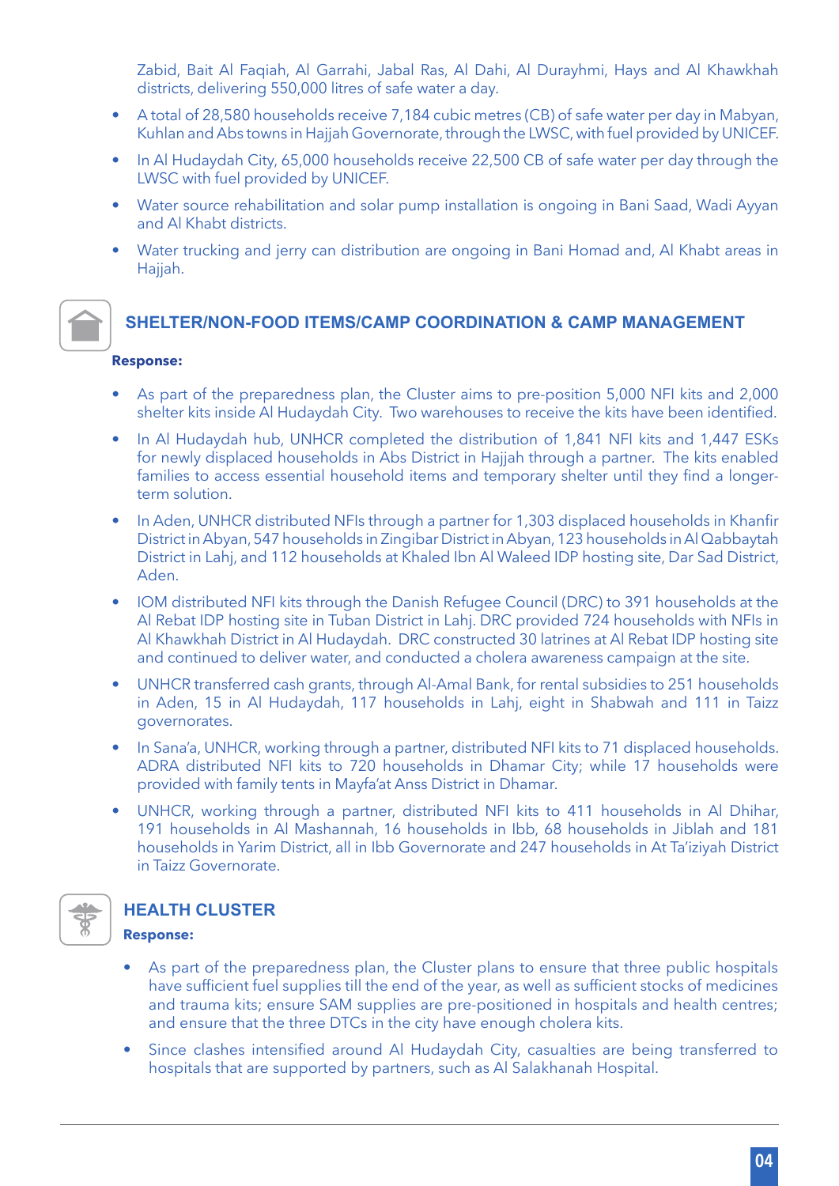Zabid, Bait Al Faqiah, Al Garrahi, Jabal Ras, Al Dahi, Al Durayhmi, Hays and Al Khawkhah districts, delivering 550,000 litres of safe water a day.

- A total of 28,580 households receive 7,184 cubic metres (CB) of safe water per day in Mabyan, Kuhlan and Abs towns in Hajjah Governorate, through the LWSC, with fuel provided by UNICEF.
- In Al Hudaydah City, 65,000 households receive 22,500 CB of safe water per day through the LWSC with fuel provided by UNICEF.
- Water source rehabilitation and solar pump installation is ongoing in Bani Saad, Wadi Ayyan and Al Khabt districts.
- Water trucking and jerry can distribution are ongoing in Bani Homad and, Al Khabt areas in Hajjah.

## SHELTER/NON-FOOD ITEMS/CAMP COORDINATION & CAMP MANAGEMENT

**Response:**

- As part of the preparedness plan, the Cluster aims to pre-position 5,000 NFI kits and 2,000 shelter kits inside Al Hudaydah City. Two warehouses to receive the kits have been identified.
- In Al Hudaydah hub, UNHCR completed the distribution of 1,841 NFI kits and 1,447 ESKs for newly displaced households in Abs District in Hajjah through a partner. The kits enabled families to access essential household items and temporary shelter until they find a longer-term solution.
- In Aden, UNHCR distributed NFIs through a partner for 1,303 displaced households in Khanfir District in Abyan, 547 households in Zingibar District in Abyan, 123 households in Al Qabbaytah District in Lahj, and 112 households at Khaled Ibn Al Waleed IDP hosting site, Dar Sad District, Aden.
- IOM distributed NFI kits through the Danish Refugee Council (DRC) to 391 households at the Al Rebat IDP hosting site in Tuban District in Lahj. DRC provided 724 households with NFIs in Al Khawkhah District in Al Hudaydah. DRC constructed 30 latrines at Al Rebat IDP hosting site and continued to deliver water, and conducted a cholera awareness campaign at the site.
- UNHCR transferred cash grants, through Al-Amal Bank, for rental subsidies to 251 households in Aden, 15 in Al Hudaydah, 117 households in Lahj, eight in Shabwah and 111 in Taizz governorates.
- In Sana'a, UNHCR, working through a partner, distributed NFI kits to 71 displaced households. ADRA distributed NFI kits to 720 households in Dhamar City; while 17 households were provided with family tents in Mayfa'at Anss District in Dhamar.
- UNHCR, working through a partner, distributed NFI kits to 411 households in Al Dhihar, 191 households in Al Mashannah, 16 households in Ibb, 68 households in Jiblah and 181 households in Yarim District, all in Ibb Governorate and 247 households in At Ta'iziyah District in Taizz Governorate.

## HEALTH CLUSTER

**Response:**

- As part of the preparedness plan, the Cluster plans to ensure that three public hospitals have sufficient fuel supplies till the end of the year, as well as sufficient stocks of medicines and trauma kits; ensure SAM supplies are pre-positioned in hospitals and health centres; and ensure that the three DTCs in the city have enough cholera kits.
- Since clashes intensified around Al Hudaydah City, casualties are being transferred to hospitals that are supported by partners, such as Al Salakhanah Hospital.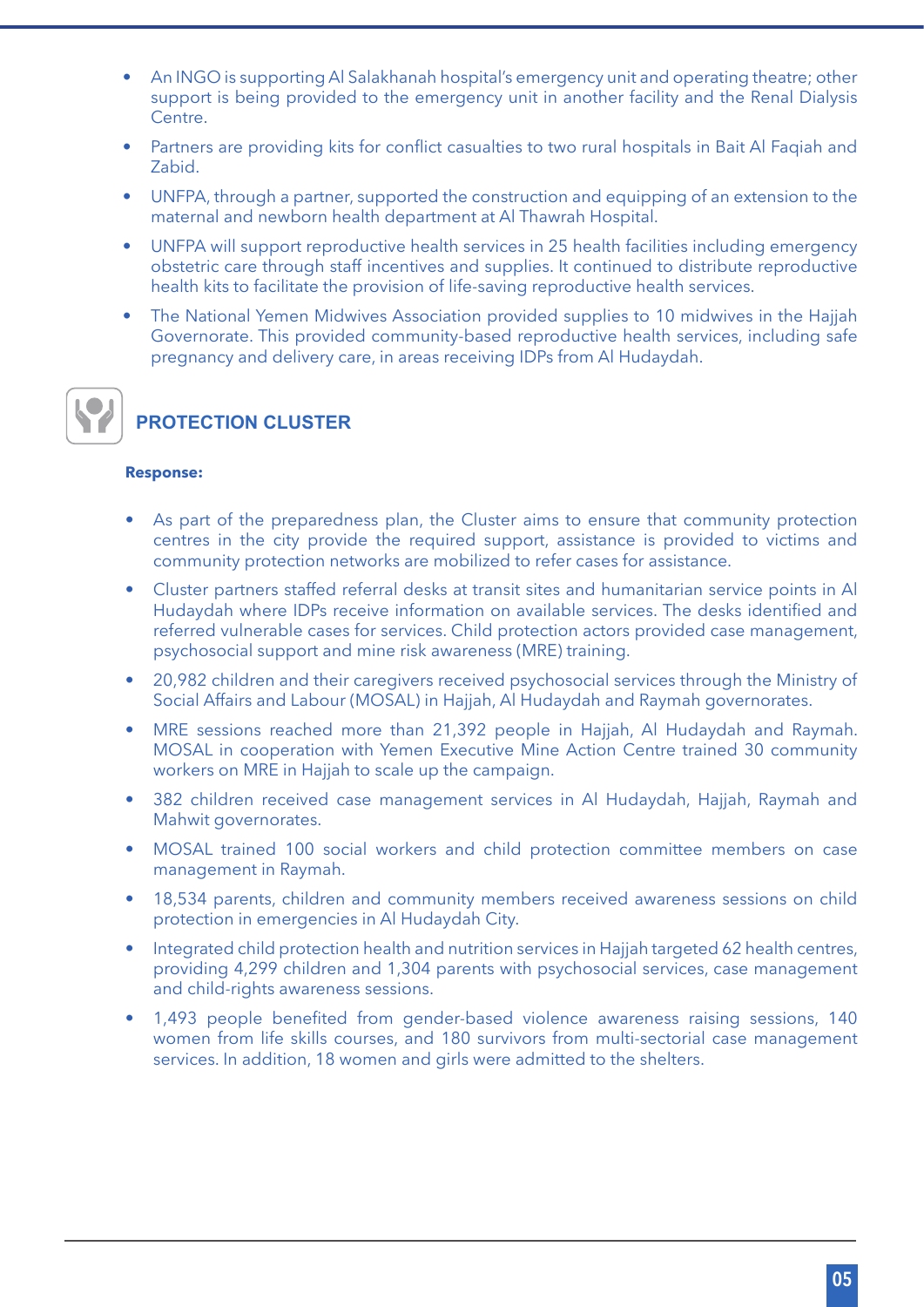- An INGO is supporting Al Salakhanah hospital's emergency unit and operating theatre; other support is being provided to the emergency unit in another facility and the Renal Dialysis Centre.
- Partners are providing kits for conflict casualties to two rural hospitals in Bait Al Faqiah and Zabid.
- UNFPA, through a partner, supported the construction and equipping of an extension to the maternal and newborn health department at Al Thawrah Hospital.
- UNFPA will support reproductive health services in 25 health facilities including emergency obstetric care through staff incentives and supplies. It continued to distribute reproductive health kits to facilitate the provision of life-saving reproductive health services.
- The National Yemen Midwives Association provided supplies to 10 midwives in the Hajjah Governorate. This provided community-based reproductive health services, including safe pregnancy and delivery care, in areas receiving IDPs from Al Hudaydah.

## PROTECTION CLUSTER

**Response:**

- As part of the preparedness plan, the Cluster aims to ensure that community protection centres in the city provide the required support, assistance is provided to victims and community protection networks are mobilized to refer cases for assistance.
- Cluster partners staffed referral desks at transit sites and humanitarian service points in Al Hudaydah where IDPs receive information on available services. The desks identified and referred vulnerable cases for services. Child protection actors provided case management, psychosocial support and mine risk awareness (MRE) training.
- 20,982 children and their caregivers received psychosocial services through the Ministry of Social Affairs and Labour (MOSAL) in Hajjah, Al Hudaydah and Raymah governorates.
- MRE sessions reached more than 21,392 people in Hajjah, Al Hudaydah and Raymah. MOSAL in cooperation with Yemen Executive Mine Action Centre trained 30 community workers on MRE in Hajjah to scale up the campaign.
- 382 children received case management services in Al Hudaydah, Hajjah, Raymah and Mahwit governorates.
- MOSAL trained 100 social workers and child protection committee members on case management in Raymah.
- 18,534 parents, children and community members received awareness sessions on child protection in emergencies in Al Hudaydah City.
- Integrated child protection health and nutrition services in Hajjah targeted 62 health centres, providing 4,299 children and 1,304 parents with psychosocial services, case management and child-rights awareness sessions.
- 1,493 people benefited from gender-based violence awareness raising sessions, 140 women from life skills courses, and 180 survivors from multi-sectorial case management services. In addition, 18 women and girls were admitted to the shelters.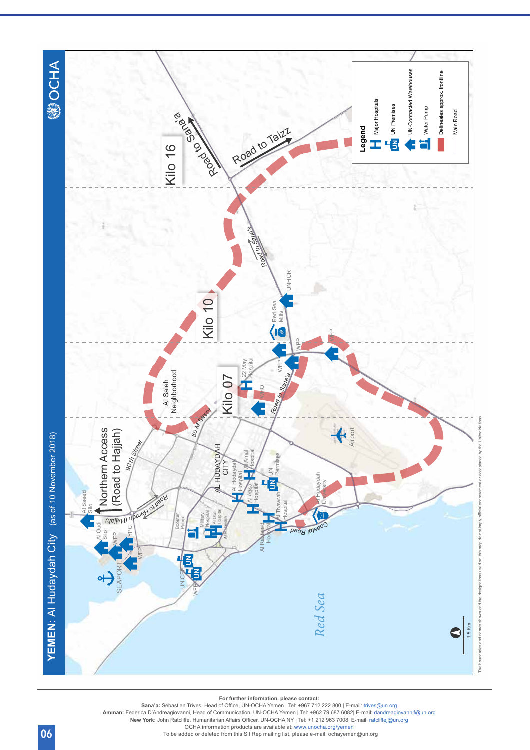**YEMEN:** Al Hudaydah City (as of 10 November 2018)

OCHA

Kilo 16

Kilo 10

Kilo 07

Road to Sana'a

Road to Taizz

Road to Sana'a

UNHCR

Red Sea Mills

WFP

WFP

WFP

22 May Hospital

WHO

Road to Sana'a

Al Saleh Neighborhood

50 M Street

90 th Street

Northern Access (Road to Hajjah)

Road to Haradh (Hajjah)

Al Saeed Silo

Al Oudi Silo

WFP

YPC

WFP

SEAPORT

Booster Pump

Military Hospital

Al Olofi Hospital

AL HUDAYDAH CITY

Al Hudaydah Hospital

Al Amal Hospital

Al Aqsa Hospital

UN Permises

Al Thawrah Hospital

Al Rashed Hospital

Al Hudaydah University

Coastal Road

Airport

UNICEF

WFP

Red Sea

1.5 Km

Legend
- Major Hospitals
- UN Premises
- UN-Contracted Warehouses
- Water Pump
- Delineates approx. frontline
- Main Road

The boundaries and names shown and the designations used on this map do not imply official endorsement or acceptance by the United Nations

**For further information, please contact:**

**Sana'a:** Sébastien Trives, Head of Office, UN-OCHA Yemen | Tel: +967 712 222 800 | E-mail: trives@un.org

**Amman:** Federica D'Andreagiovanni, Head of Communication, UN-OCHA Yemen | Tel: +962 79 687 6082| E-mail: dandreagiovannif@un.org

**New York:** John Ratcliffe, Humanitarian Affairs Officer, UN-OCHA NY | Tel: +1 212 963 7008| E-mail: ratcliffej@un.org

OCHA information products are available at: www.unocha.org/yemen

To be added or deleted from this Sit Rep mailing list, please e-mail: ochayemen@un.org